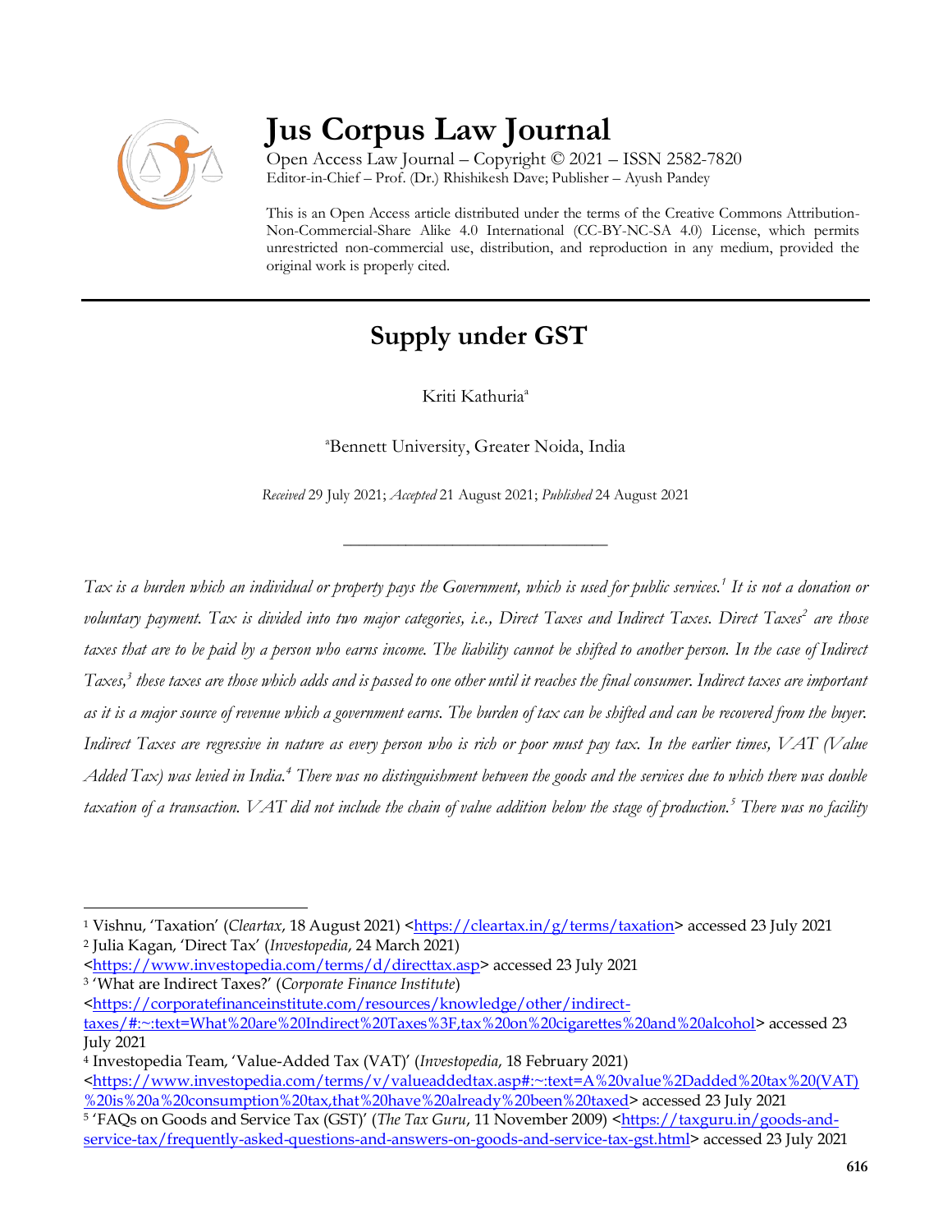# Jus Corpus Law Journal

Open Access Law Journal – Copyright © 2021 – ISSN 2582-7820
Editor-in-Chief – Prof. (Dr.) Rhishikesh Dave; Publisher – Ayush Pandey

This is an Open Access article distributed under the terms of the Creative Commons Attribution-Non-Commercial-Share Alike 4.0 International (CC-BY-NC-SA 4.0) License, which permits unrestricted non-commercial use, distribution, and reproduction in any medium, provided the original work is properly cited.

## Supply under GST

Kriti Kathuria[a]

[a]Bennett University, Greater Noida, India

*Received* 29 July 2021; *Accepted* 21 August 2021; *Published* 24 August 2021

---

*Tax is a burden which an individual or property pays the Government, which is used for public services.[1] It is not a donation or voluntary payment. Tax is divided into two major categories, i.e., Direct Taxes and Indirect Taxes. Direct Taxes[2] are those taxes that are to be paid by a person who earns income. The liability cannot be shifted to another person. In the case of Indirect Taxes,[3] these taxes are those which adds and is passed to one other until it reaches the final consumer. Indirect taxes are important as it is a major source of revenue which a government earns. The burden of tax can be shifted and can be recovered from the buyer. Indirect Taxes are regressive in nature as every person who is rich or poor must pay tax. In the earlier times, VAT (Value Added Tax) was levied in India.[4] There was no distinguishment between the goods and the services due to which there was double taxation of a transaction. VAT did not include the chain of value addition below the stage of production.[5] There was no facility*

---

[1] Vishnu, 'Taxation' (*Cleartax*, 18 August 2021) <https://cleartax.in/g/terms/taxation> accessed 23 July 2021

[2] Julia Kagan, 'Direct Tax' (*Investopedia*, 24 March 2021) <https://www.investopedia.com/terms/d/directtax.asp> accessed 23 July 2021

[3] 'What are Indirect Taxes?' (*Corporate Finance Institute*) <https://corporatefinanceinstitute.com/resources/knowledge/other/indirect-taxes/#:~:text=What%20are%20Indirect%20Taxes%3F,tax%20on%20cigarettes%20and%20alcohol> accessed 23 July 2021

[4] Investopedia Team, 'Value-Added Tax (VAT)' (*Investopedia*, 18 February 2021) <https://www.investopedia.com/terms/v/valueaddedtax.asp#:~:text=A%20value%2Dadded%20tax%20(VAT)%20is%20a%20consumption%20tax,that%20have%20already%20been%20taxed> accessed 23 July 2021

[5] 'FAQs on Goods and Service Tax (GST)' (*The Tax Guru*, 11 November 2009) <https://taxguru.in/goods-and-service-tax/frequently-asked-questions-and-answers-on-goods-and-service-tax-gst.html> accessed 23 July 2021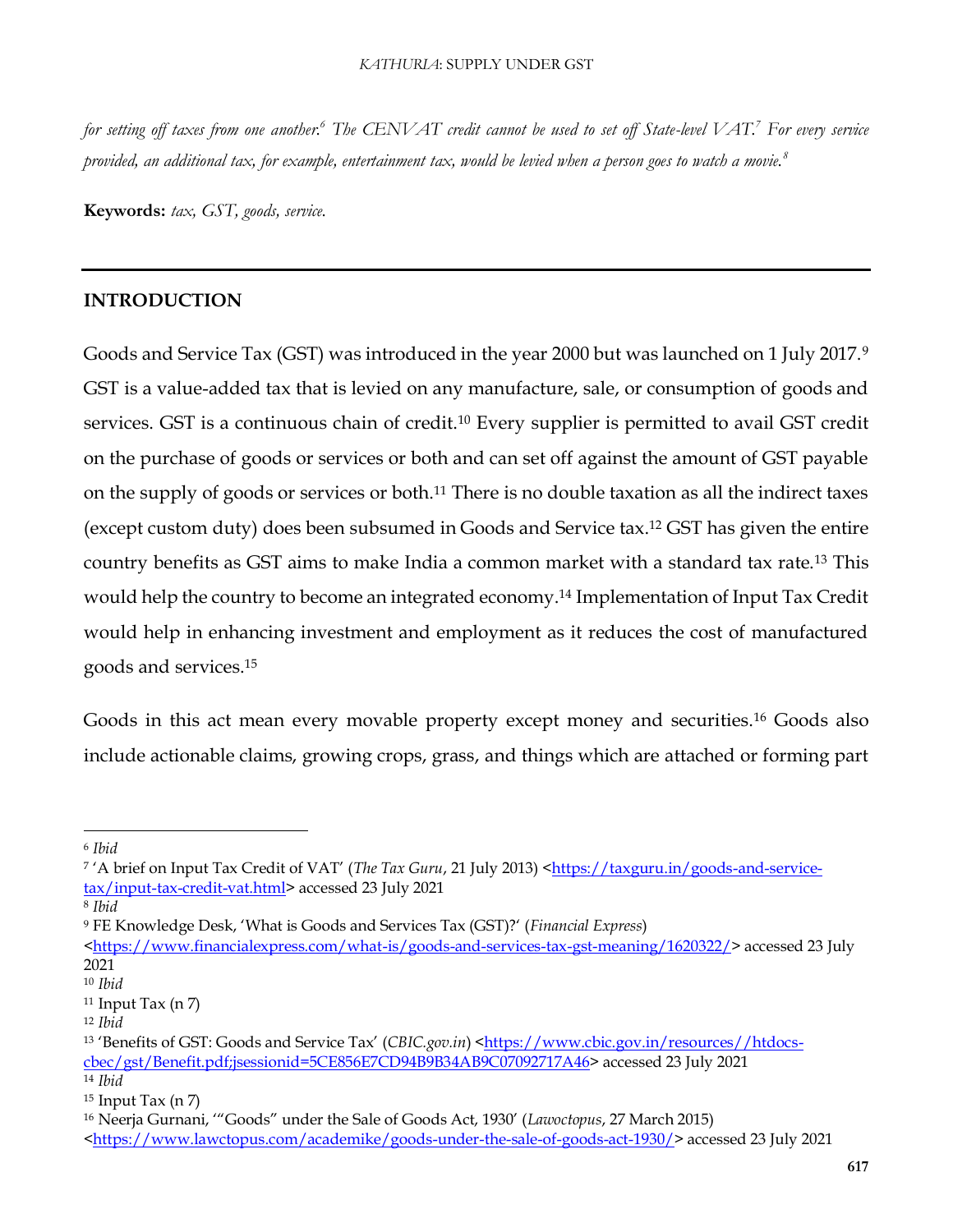*for setting off taxes from one another.*[6] *The CENVAT credit cannot be used to set off State-level VAT.*[7] *For every service provided, an additional tax, for example, entertainment tax, would be levied when a person goes to watch a movie.*[8]

**Keywords:** *tax, GST, goods, service.*

---

## INTRODUCTION

Goods and Service Tax (GST) was introduced in the year 2000 but was launched on 1 July 2017.[9] GST is a value-added tax that is levied on any manufacture, sale, or consumption of goods and services. GST is a continuous chain of credit.[10] Every supplier is permitted to avail GST credit on the purchase of goods or services or both and can set off against the amount of GST payable on the supply of goods or services or both.[11] There is no double taxation as all the indirect taxes (except custom duty) does been subsumed in Goods and Service tax.[12] GST has given the entire country benefits as GST aims to make India a common market with a standard tax rate.[13] This would help the country to become an integrated economy.[14] Implementation of Input Tax Credit would help in enhancing investment and employment as it reduces the cost of manufactured goods and services.[15]

Goods in this act mean every movable property except money and securities.[16] Goods also include actionable claims, growing crops, grass, and things which are attached or forming part

---

[6] *Ibid*

[7] 'A brief on Input Tax Credit of VAT' (*The Tax Guru*, 21 July 2013) <https://taxguru.in/goods-and-service-tax/input-tax-credit-vat.html> accessed 23 July 2021

[8] *Ibid*

[9] FE Knowledge Desk, 'What is Goods and Services Tax (GST)?' (*Financial Express*) <https://www.financialexpress.com/what-is/goods-and-services-tax-gst-meaning/1620322/> accessed 23 July 2021

[10] *Ibid*

[11] Input Tax (n 7)

[12] *Ibid*

[13] 'Benefits of GST: Goods and Service Tax' (*CBIC.gov.in*) <https://www.cbic.gov.in/resources//htdocs-cbec/gst/Benefit.pdf;jsessionid=5CE856E7CD94B9B34AB9C07092717A46> accessed 23 July 2021

[14] *Ibid*

[15] Input Tax (n 7)

[16] Neerja Gurnani, '"Goods" under the Sale of Goods Act, 1930' (*Lawoctopus*, 27 March 2015) <https://www.lawctopus.com/academike/goods-under-the-sale-of-goods-act-1930/> accessed 23 July 2021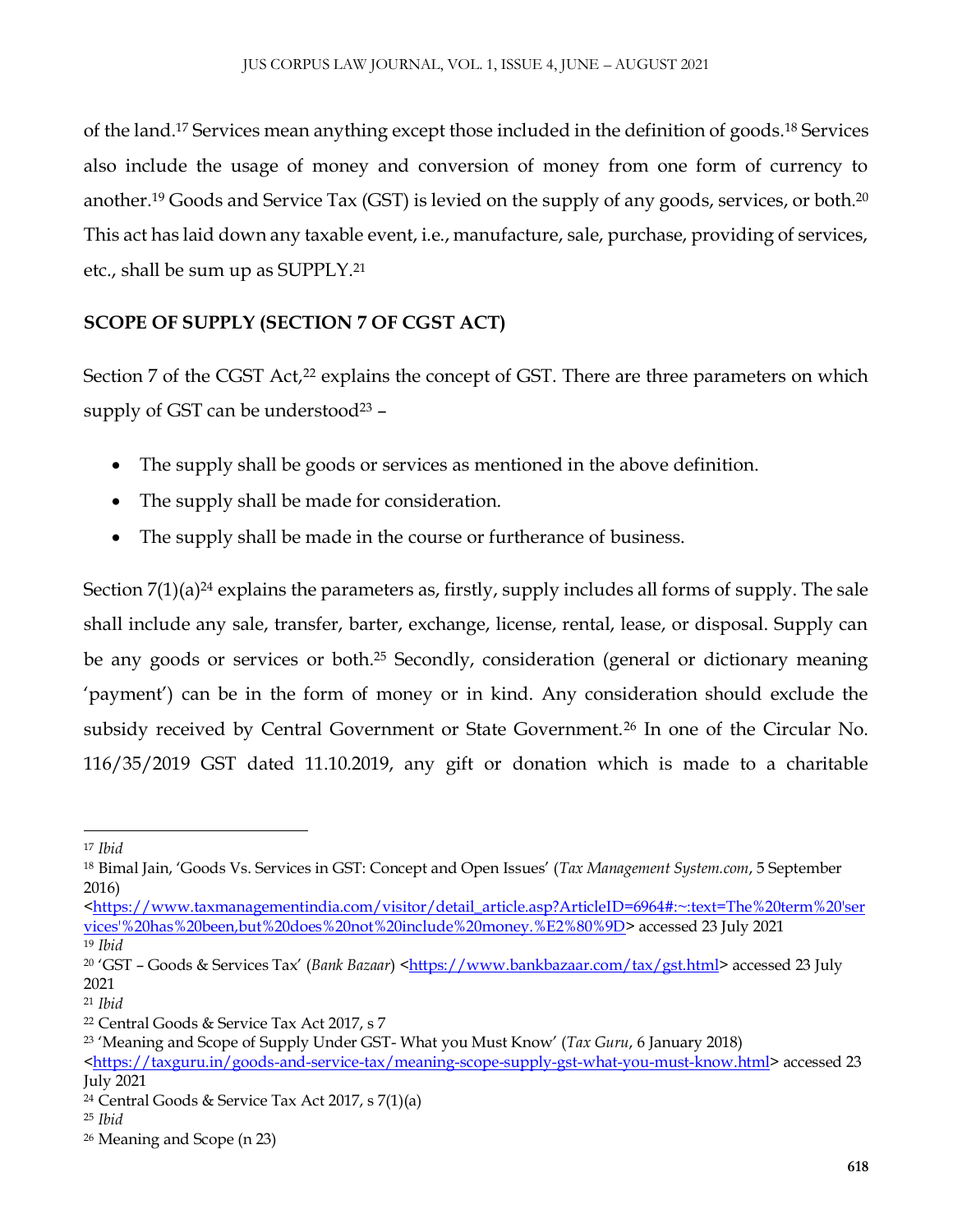of the land.[17] Services mean anything except those included in the definition of goods.[18] Services also include the usage of money and conversion of money from one form of currency to another.[19] Goods and Service Tax (GST) is levied on the supply of any goods, services, or both.[20] This act has laid down any taxable event, i.e., manufacture, sale, purchase, providing of services, etc., shall be sum up as SUPPLY.[21]

## SCOPE OF SUPPLY (SECTION 7 OF CGST ACT)

Section 7 of the CGST Act,[22] explains the concept of GST. There are three parameters on which supply of GST can be understood[23] –

- The supply shall be goods or services as mentioned in the above definition.
- The supply shall be made for consideration.
- The supply shall be made in the course or furtherance of business.

Section 7(1)(a)[24] explains the parameters as, firstly, supply includes all forms of supply. The sale shall include any sale, transfer, barter, exchange, license, rental, lease, or disposal. Supply can be any goods or services or both.[25] Secondly, consideration (general or dictionary meaning 'payment') can be in the form of money or in kind. Any consideration should exclude the subsidy received by Central Government or State Government.[26] In one of the Circular No. 116/35/2019 GST dated 11.10.2019, any gift or donation which is made to a charitable

---

[17] *Ibid*

[18] Bimal Jain, 'Goods Vs. Services in GST: Concept and Open Issues' (*Tax Management System.com*, 5 September 2016) <https://www.taxmanagementindia.com/visitor/detail_article.asp?ArticleID=6964#:~:text=The%20term%20'services'%20has%20been,but%20does%20not%20include%20money.%E2%80%9D> accessed 23 July 2021

[19] *Ibid*

[20] 'GST – Goods & Services Tax' (*Bank Bazaar*) <https://www.bankbazaar.com/tax/gst.html> accessed 23 July 2021

[21] *Ibid*

[22] Central Goods & Service Tax Act 2017, s 7

[23] 'Meaning and Scope of Supply Under GST- What you Must Know' (*Tax Guru*, 6 January 2018) <https://taxguru.in/goods-and-service-tax/meaning-scope-supply-gst-what-you-must-know.html> accessed 23 July 2021

[24] Central Goods & Service Tax Act 2017, s 7(1)(a)

[25] *Ibid*

[26] Meaning and Scope (n 23)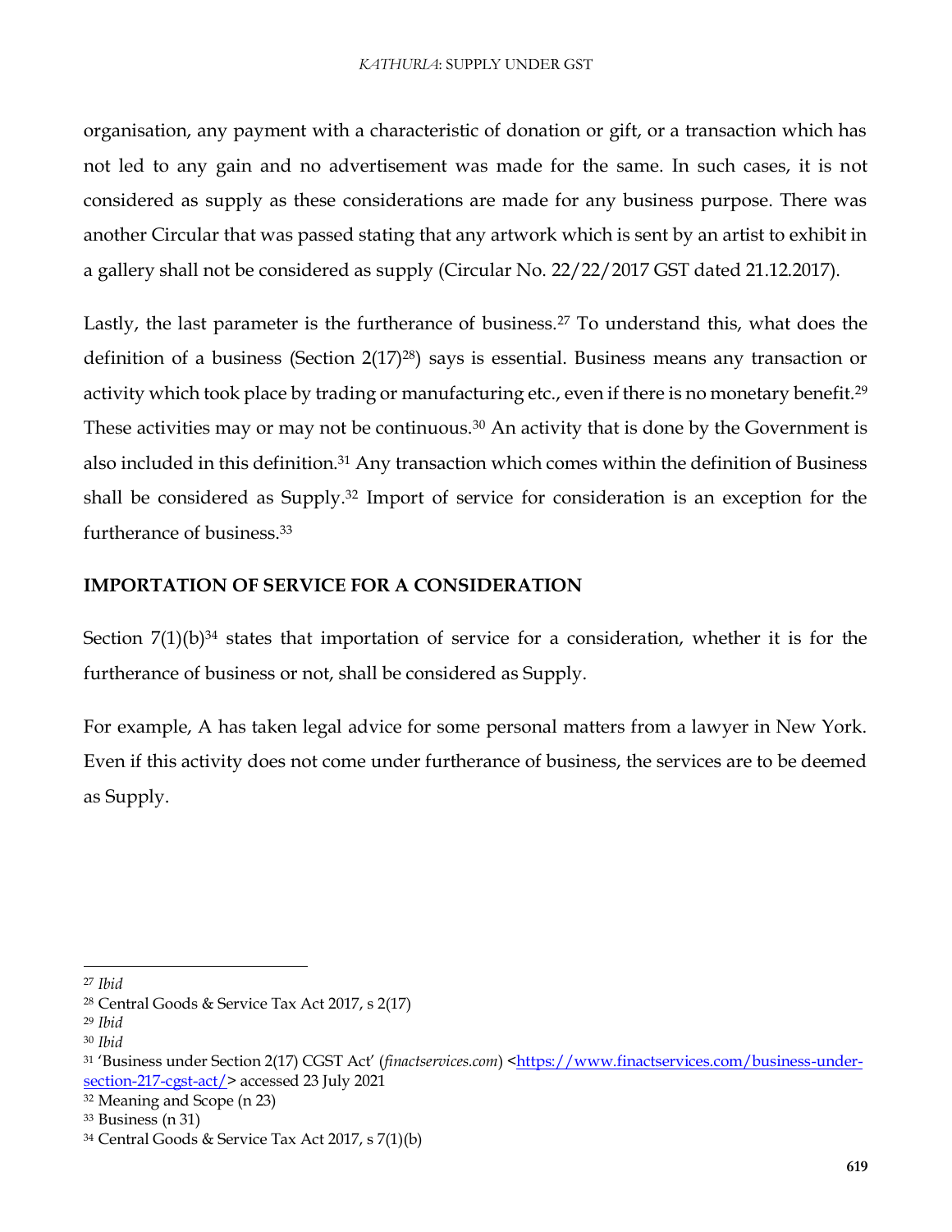organisation, any payment with a characteristic of donation or gift, or a transaction which has not led to any gain and no advertisement was made for the same. In such cases, it is not considered as supply as these considerations are made for any business purpose. There was another Circular that was passed stating that any artwork which is sent by an artist to exhibit in a gallery shall not be considered as supply (Circular No. 22/22/2017 GST dated 21.12.2017).

Lastly, the last parameter is the furtherance of business.[27] To understand this, what does the definition of a business (Section 2(17)[28]) says is essential. Business means any transaction or activity which took place by trading or manufacturing etc., even if there is no monetary benefit.[29] These activities may or may not be continuous.[30] An activity that is done by the Government is also included in this definition.[31] Any transaction which comes within the definition of Business shall be considered as Supply.[32] Import of service for consideration is an exception for the furtherance of business.[33]

## IMPORTATION OF SERVICE FOR A CONSIDERATION

Section 7(1)(b)[34] states that importation of service for a consideration, whether it is for the furtherance of business or not, shall be considered as Supply.

For example, A has taken legal advice for some personal matters from a lawyer in New York. Even if this activity does not come under furtherance of business, the services are to be deemed as Supply.

---

[27] *Ibid*

[28] Central Goods & Service Tax Act 2017, s 2(17)

[29] *Ibid*

[30] *Ibid*

[31] 'Business under Section 2(17) CGST Act' (*finactservices.com*) <https://www.finactservices.com/business-under-section-217-cgst-act/> accessed 23 July 2021

[32] Meaning and Scope (n 23)

[33] Business (n 31)

[34] Central Goods & Service Tax Act 2017, s 7(1)(b)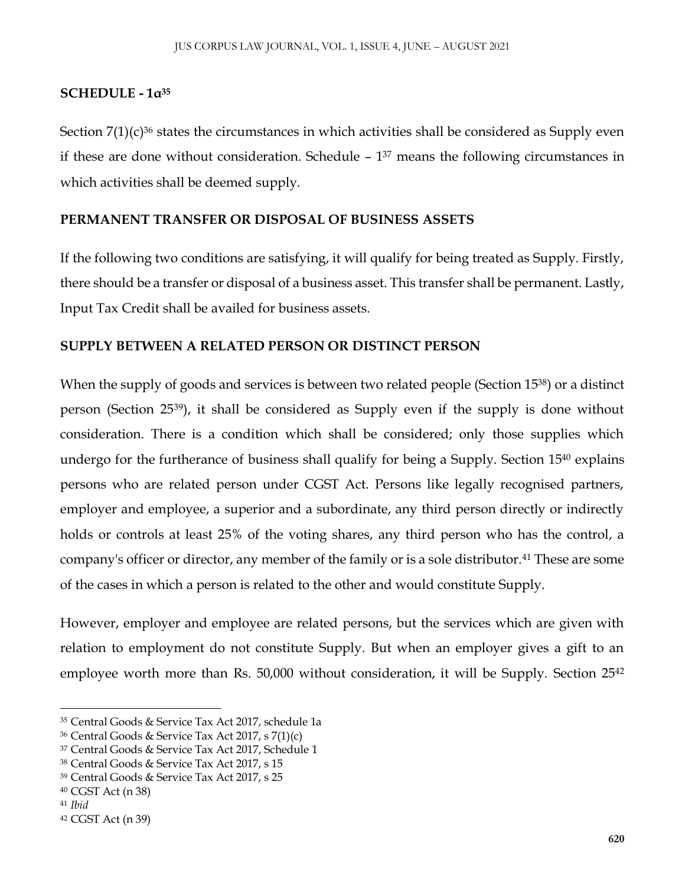**SCHEDULE - 1a[35]**

Section 7(1)(c)[36] states the circumstances in which activities shall be considered as Supply even if these are done without consideration. Schedule – 1[37] means the following circumstances in which activities shall be deemed supply.

**PERMANENT TRANSFER OR DISPOSAL OF BUSINESS ASSETS**

If the following two conditions are satisfying, it will qualify for being treated as Supply. Firstly, there should be a transfer or disposal of a business asset. This transfer shall be permanent. Lastly, Input Tax Credit shall be availed for business assets.

**SUPPLY BETWEEN A RELATED PERSON OR DISTINCT PERSON**

When the supply of goods and services is between two related people (Section 15[38]) or a distinct person (Section 25[39]), it shall be considered as Supply even if the supply is done without consideration. There is a condition which shall be considered; only those supplies which undergo for the furtherance of business shall qualify for being a Supply. Section 15[40] explains persons who are related person under CGST Act. Persons like legally recognised partners, employer and employee, a superior and a subordinate, any third person directly or indirectly holds or controls at least 25% of the voting shares, any third person who has the control, a company's officer or director, any member of the family or is a sole distributor.[41] These are some of the cases in which a person is related to the other and would constitute Supply.

However, employer and employee are related persons, but the services which are given with relation to employment do not constitute Supply. But when an employer gives a gift to an employee worth more than Rs. 50,000 without consideration, it will be Supply. Section 25[42]

---

[35] Central Goods & Service Tax Act 2017, schedule 1a

[36] Central Goods & Service Tax Act 2017, s 7(1)(c)

[37] Central Goods & Service Tax Act 2017, Schedule 1

[38] Central Goods & Service Tax Act 2017, s 15

[39] Central Goods & Service Tax Act 2017, s 25

[40] CGST Act (n 38)

[41] *Ibid*

[42] CGST Act (n 39)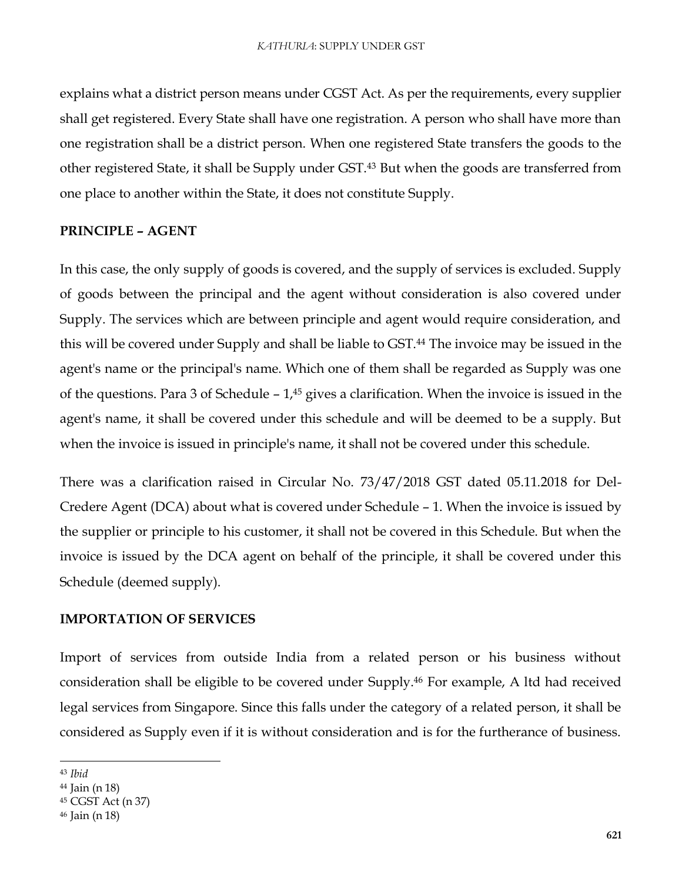explains what a district person means under CGST Act. As per the requirements, every supplier shall get registered. Every State shall have one registration. A person who shall have more than one registration shall be a district person. When one registered State transfers the goods to the other registered State, it shall be Supply under GST.[43] But when the goods are transferred from one place to another within the State, it does not constitute Supply.

## PRINCIPLE – AGENT

In this case, the only supply of goods is covered, and the supply of services is excluded. Supply of goods between the principal and the agent without consideration is also covered under Supply. The services which are between principle and agent would require consideration, and this will be covered under Supply and shall be liable to GST.[44] The invoice may be issued in the agent's name or the principal's name. Which one of them shall be regarded as Supply was one of the questions. Para 3 of Schedule – 1,[45] gives a clarification. When the invoice is issued in the agent's name, it shall be covered under this schedule and will be deemed to be a supply. But when the invoice is issued in principle's name, it shall not be covered under this schedule.

There was a clarification raised in Circular No. 73/47/2018 GST dated 05.11.2018 for Del-Credere Agent (DCA) about what is covered under Schedule – 1. When the invoice is issued by the supplier or principle to his customer, it shall not be covered in this Schedule. But when the invoice is issued by the DCA agent on behalf of the principle, it shall be covered under this Schedule (deemed supply).

## IMPORTATION OF SERVICES

Import of services from outside India from a related person or his business without consideration shall be eligible to be covered under Supply.[46] For example, A ltd had received legal services from Singapore. Since this falls under the category of a related person, it shall be considered as Supply even if it is without consideration and is for the furtherance of business.

---

[43] *Ibid*

[44] Jain (n 18)

[45] CGST Act (n 37)

[46] Jain (n 18)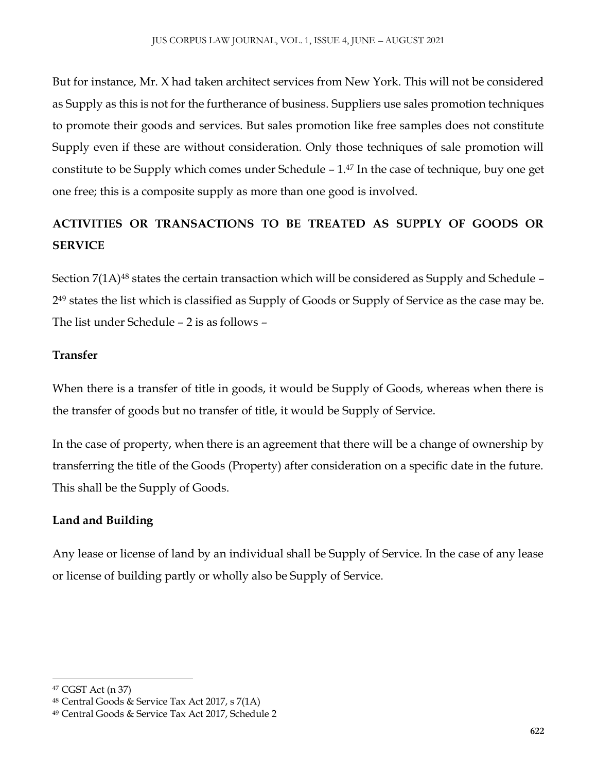But for instance, Mr. X had taken architect services from New York. This will not be considered as Supply as this is not for the furtherance of business. Suppliers use sales promotion techniques to promote their goods and services. But sales promotion like free samples does not constitute Supply even if these are without consideration. Only those techniques of sale promotion will constitute to be Supply which comes under Schedule – 1.[47] In the case of technique, buy one get one free; this is a composite supply as more than one good is involved.

## ACTIVITIES OR TRANSACTIONS TO BE TREATED AS SUPPLY OF GOODS OR SERVICE

Section 7(1A)[48] states the certain transaction which will be considered as Supply and Schedule – 2[49] states the list which is classified as Supply of Goods or Supply of Service as the case may be. The list under Schedule – 2 is as follows –

### Transfer

When there is a transfer of title in goods, it would be Supply of Goods, whereas when there is the transfer of goods but no transfer of title, it would be Supply of Service.

In the case of property, when there is an agreement that there will be a change of ownership by transferring the title of the Goods (Property) after consideration on a specific date in the future. This shall be the Supply of Goods.

### Land and Building

Any lease or license of land by an individual shall be Supply of Service. In the case of any lease or license of building partly or wholly also be Supply of Service.

---

[47] CGST Act (n 37)

[48] Central Goods & Service Tax Act 2017, s 7(1A)

[49] Central Goods & Service Tax Act 2017, Schedule 2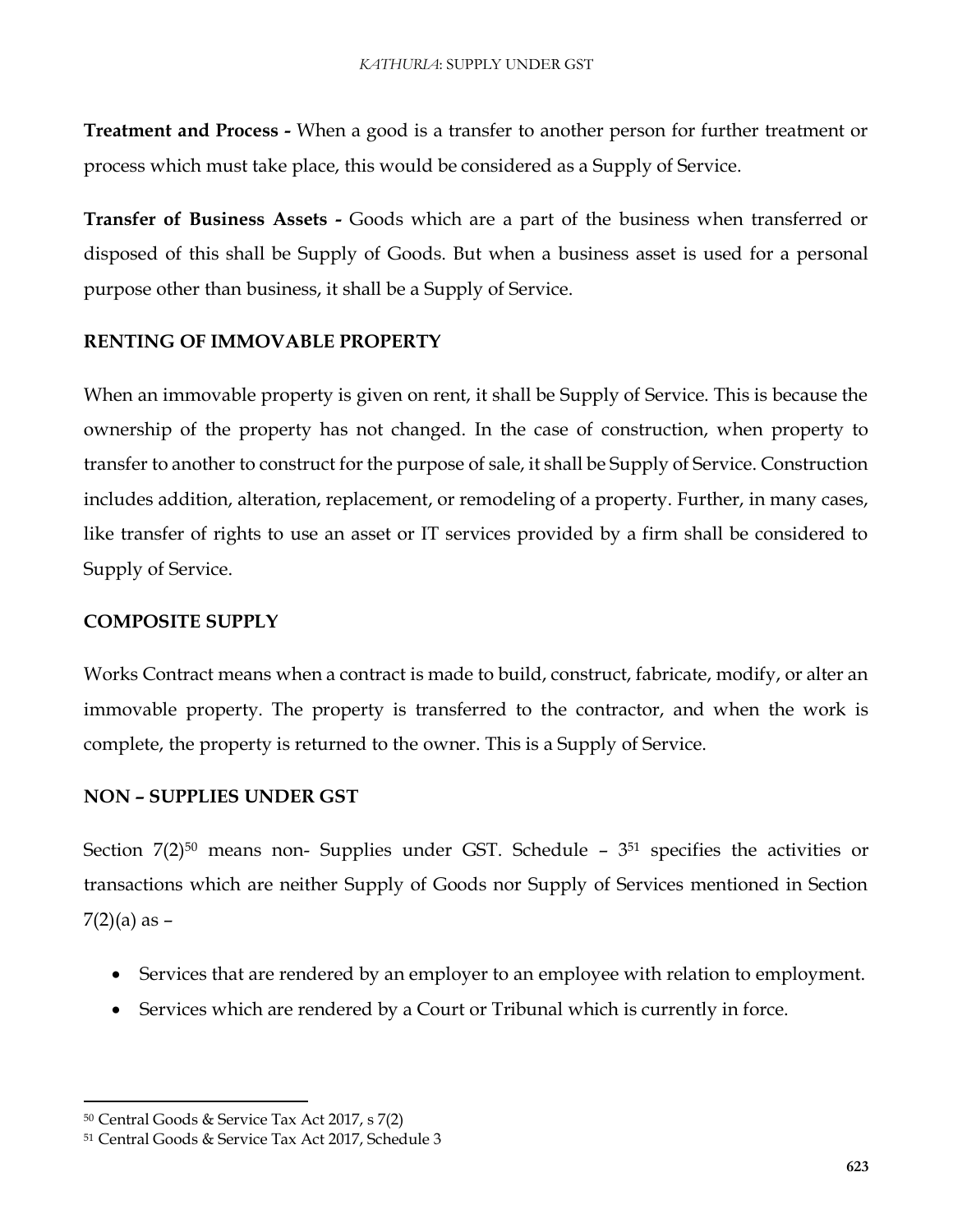**Treatment and Process -** When a good is a transfer to another person for further treatment or process which must take place, this would be considered as a Supply of Service.

**Transfer of Business Assets -** Goods which are a part of the business when transferred or disposed of this shall be Supply of Goods. But when a business asset is used for a personal purpose other than business, it shall be a Supply of Service.

**RENTING OF IMMOVABLE PROPERTY**

When an immovable property is given on rent, it shall be Supply of Service. This is because the ownership of the property has not changed. In the case of construction, when property to transfer to another to construct for the purpose of sale, it shall be Supply of Service. Construction includes addition, alteration, replacement, or remodeling of a property. Further, in many cases, like transfer of rights to use an asset or IT services provided by a firm shall be considered to Supply of Service.

**COMPOSITE SUPPLY**

Works Contract means when a contract is made to build, construct, fabricate, modify, or alter an immovable property. The property is transferred to the contractor, and when the work is complete, the property is returned to the owner. This is a Supply of Service.

**NON – SUPPLIES UNDER GST**

Section 7(2)[50] means non- Supplies under GST. Schedule – 3[51] specifies the activities or transactions which are neither Supply of Goods nor Supply of Services mentioned in Section 7(2)(a) as –

- Services that are rendered by an employer to an employee with relation to employment.
- Services which are rendered by a Court or Tribunal which is currently in force.

[50] Central Goods & Service Tax Act 2017, s 7(2)

[51] Central Goods & Service Tax Act 2017, Schedule 3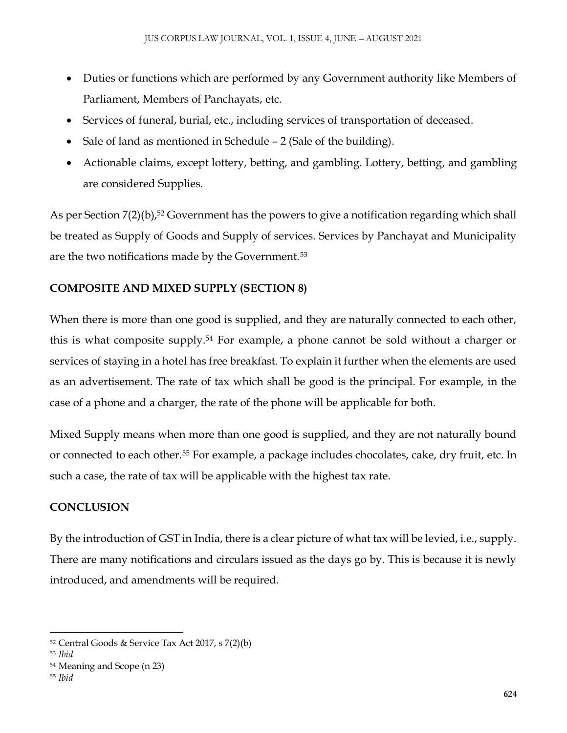- Duties or functions which are performed by any Government authority like Members of Parliament, Members of Panchayats, etc.
- Services of funeral, burial, etc., including services of transportation of deceased.
- Sale of land as mentioned in Schedule – 2 (Sale of the building).
- Actionable claims, except lottery, betting, and gambling. Lottery, betting, and gambling are considered Supplies.

As per Section 7(2)(b),[52] Government has the powers to give a notification regarding which shall be treated as Supply of Goods and Supply of services. Services by Panchayat and Municipality are the two notifications made by the Government.[53]

## COMPOSITE AND MIXED SUPPLY (SECTION 8)

When there is more than one good is supplied, and they are naturally connected to each other, this is what composite supply.[54] For example, a phone cannot be sold without a charger or services of staying in a hotel has free breakfast. To explain it further when the elements are used as an advertisement. The rate of tax which shall be good is the principal. For example, in the case of a phone and a charger, the rate of the phone will be applicable for both.

Mixed Supply means when more than one good is supplied, and they are not naturally bound or connected to each other.[55] For example, a package includes chocolates, cake, dry fruit, etc. In such a case, the rate of tax will be applicable with the highest tax rate.

## CONCLUSION

By the introduction of GST in India, there is a clear picture of what tax will be levied, i.e., supply. There are many notifications and circulars issued as the days go by. This is because it is newly introduced, and amendments will be required.

---

[52] Central Goods & Service Tax Act 2017, s 7(2)(b)

[53] *Ibid*

[54] Meaning and Scope (n 23)

[55] *Ibid*